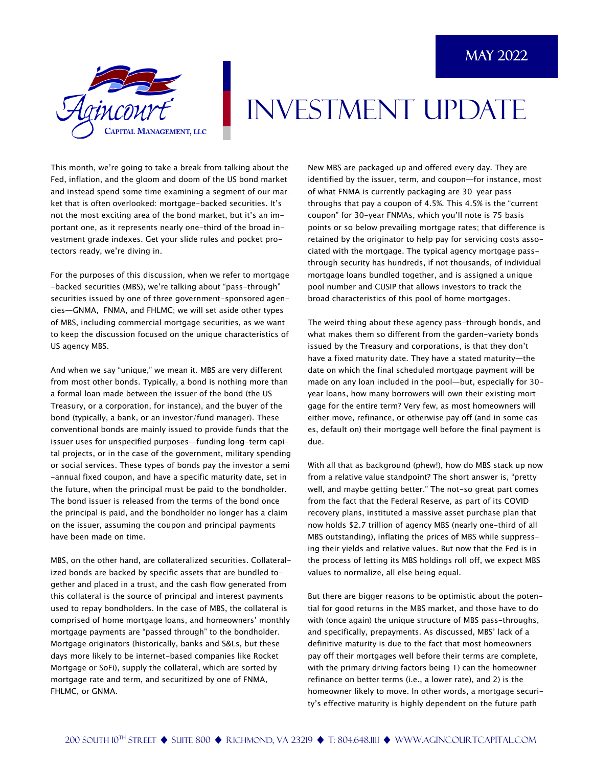# INVESTMENT UPDATE

**MAY 2022**

Agincourt Capital Management, LLC

This month, we're going to take a break from talking about the Fed, inflation, and the gloom and doom of the US bond market and instead spend some time examining a segment of our market that is often overlooked: mortgage-backed securities. It's not the most exciting area of the bond market, but it's an important one, as it represents nearly one-third of the broad investment grade indexes. Get your slide rules and pocket protectors ready, we're diving in.

For the purposes of this discussion, when we refer to mortgage-backed securities (MBS), we're talking about "pass-through" securities issued by one of three government-sponsored agencies—GNMA, FNMA, and FHLMC; we will set aside other types of MBS, including commercial mortgage securities, as we want to keep the discussion focused on the unique characteristics of US agency MBS.

And when we say "unique," we mean it. MBS are very different from most other bonds. Typically, a bond is nothing more than a formal loan made between the issuer of the bond (the US Treasury, or a corporation, for instance), and the buyer of the bond (typically, a bank, or an investor/fund manager). These conventional bonds are mainly issued to provide funds that the issuer uses for unspecified purposes—funding long-term capital projects, or in the case of the government, military spending or social services. These types of bonds pay the investor a semi-annual fixed coupon, and have a specific maturity date, set in the future, when the principal must be paid to the bondholder. The bond issuer is released from the terms of the bond once the principal is paid, and the bondholder no longer has a claim on the issuer, assuming the coupon and principal payments have been made on time.

MBS, on the other hand, are collateralized securities. Collateralized bonds are backed by specific assets that are bundled together and placed in a trust, and the cash flow generated from this collateral is the source of principal and interest payments used to repay bondholders. In the case of MBS, the collateral is comprised of home mortgage loans, and homeowners' monthly mortgage payments are "passed through" to the bondholder. Mortgage originators (historically, banks and S&Ls, but these days more likely to be internet-based companies like Rocket Mortgage or SoFi), supply the collateral, which are sorted by mortgage rate and term, and securitized by one of FNMA, FHLMC, or GNMA.

New MBS are packaged up and offered every day. They are identified by the issuer, term, and coupon—for instance, most of what FNMA is currently packaging are 30-year pass-throughs that pay a coupon of 4.5%. This 4.5% is the "current coupon" for 30-year FNMAs, which you'll note is 75 basis points or so below prevailing mortgage rates; that difference is retained by the originator to help pay for servicing costs associated with the mortgage. The typical agency mortgage pass-through security has hundreds, if not thousands, of individual mortgage loans bundled together, and is assigned a unique pool number and CUSIP that allows investors to track the broad characteristics of this pool of home mortgages.

The weird thing about these agency pass-through bonds, and what makes them so different from the garden-variety bonds issued by the Treasury and corporations, is that they don't have a fixed maturity date. They have a stated maturity—the date on which the final scheduled mortgage payment will be made on any loan included in the pool—but, especially for 30-year loans, how many borrowers will own their existing mortgage for the entire term? Very few, as most homeowners will either move, refinance, or otherwise pay off (and in some cases, default on) their mortgage well before the final payment is due.

With all that as background (phew!), how do MBS stack up now from a relative value standpoint? The short answer is, "pretty well, and maybe getting better." The not-so great part comes from the fact that the Federal Reserve, as part of its COVID recovery plans, instituted a massive asset purchase plan that now holds $2.7 trillion of agency MBS (nearly one-third of all MBS outstanding), inflating the prices of MBS while suppressing their yields and relative values. But now that the Fed is in the process of letting its MBS holdings roll off, we expect MBS values to normalize, all else being equal.

But there are bigger reasons to be optimistic about the potential for good returns in the MBS market, and those have to do with (once again) the unique structure of MBS pass-throughs, and specifically, prepayments. As discussed, MBS' lack of a definitive maturity is due to the fact that most homeowners pay off their mortgages well before their terms are complete, with the primary driving factors being 1) can the homeowner refinance on better terms (i.e., a lower rate), and 2) is the homeowner likely to move. In other words, a mortgage security's effective maturity is highly dependent on the future path

200 South 10th Street ◆ Suite 800 ◆ Richmond, VA 23219 ◆ T: 804.648.1111 ◆ www.agincourtcapital.com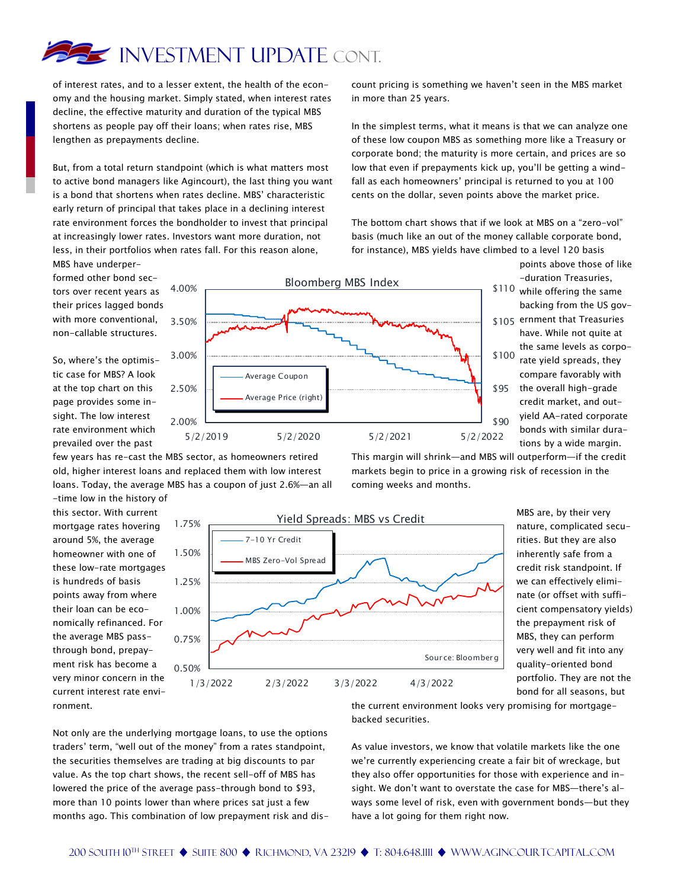# INVESTMENT UPDATE CONT.

of interest rates, and to a lesser extent, the health of the economy and the housing market. Simply stated, when interest rates decline, the effective maturity and duration of the typical MBS shortens as people pay off their loans; when rates rise, MBS lengthen as prepayments decline.

But, from a total return standpoint (which is what matters most to active bond managers like Agincourt), the last thing you want is a bond that shortens when rates decline. MBS' characteristic early return of principal that takes place in a declining interest rate environment forces the bondholder to invest that principal at increasingly lower rates. Investors want more duration, not less, in their portfolios when rates fall. For this reason alone, MBS have underperformed other bond sectors over recent years as their prices lagged bonds with more conventional, non-callable structures.

Bloomberg MBS Index

4.00%
3.50%
3.00%
2.50%
2.00%

$110
$105
$100
$95
$90

5/2/2019
5/2/2020
5/2/2021
5/2/2022

Average Coupon
Average Price (right)

So, where's the optimistic case for MBS? A look at the top chart on this page provides some insight. The low interest rate environment which prevailed over the past few years has re-cast the MBS sector, as homeowners retired old, higher interest loans and replaced them with low interest loans. Today, the average MBS has a coupon of just 2.6%—an all-time low in the history of this sector. With current mortgage rates hovering around 5%, the average homeowner with one of these low-rate mortgages is hundreds of basis points away from where their loan can be economically refinanced. For the average MBS pass-through bond, prepayment risk has become a very minor concern in the current interest rate environment.

Yield Spreads: MBS vs Credit

1.75%
1.50%
1.25%
1.00%
0.75%
0.50%

1/3/2022
2/3/2022
3/3/2022
4/3/2022

7-10 Yr Credit
MBS Zero-Vol Spread

Source: Bloomberg

Not only are the underlying mortgage loans, to use the options traders' term, "well out of the money" from a rates standpoint, the securities themselves are trading at big discounts to par value. As the top chart shows, the recent sell-off of MBS has lowered the price of the average pass-through bond to $93, more than 10 points lower than where prices sat just a few months ago. This combination of low prepayment risk and discount pricing is something we haven't seen in the MBS market in more than 25 years.

In the simplest terms, what it means is that we can analyze one of these low coupon MBS as something more like a Treasury or corporate bond; the maturity is more certain, and prices are so low that even if prepayments kick up, you'll be getting a windfall as each homeowners' principal is returned to you at 100 cents on the dollar, seven points above the market price.

The bottom chart shows that if we look at MBS on a "zero-vol" basis (much like an out of the money callable corporate bond, for instance), MBS yields have climbed to a level 120 basis points above those of like-duration Treasuries, while offering the same backing from the US government that Treasuries have. While not quite at the same levels as corporate yield spreads, they compare favorably with the overall high-grade credit market, and outyield AA-rated corporate bonds with similar durations by a wide margin. This margin will shrink—and MBS will outperform—if the credit markets begin to price in a growing risk of recession in the coming weeks and months.

MBS are, by their very nature, complicated securities. But they are also inherently safe from a credit risk standpoint. If we can effectively eliminate (or offset with sufficient compensatory yields) the prepayment risk of MBS, they can perform very well and fit into any quality-oriented bond portfolio. They are not the bond for all seasons, but the current environment looks very promising for mortgage-backed securities.

As value investors, we know that volatile markets like the one we're currently experiencing create a fair bit of wreckage, but they also offer opportunities for those with experience and insight. We don't want to overstate the case for MBS—there's always some level of risk, even with government bonds—but they have a lot going for them right now.

200 South 10th Street ◆ Suite 800 ◆ Richmond, VA 23219 ◆ T: 804.648.1111 ◆ www.agincourtcapital.com